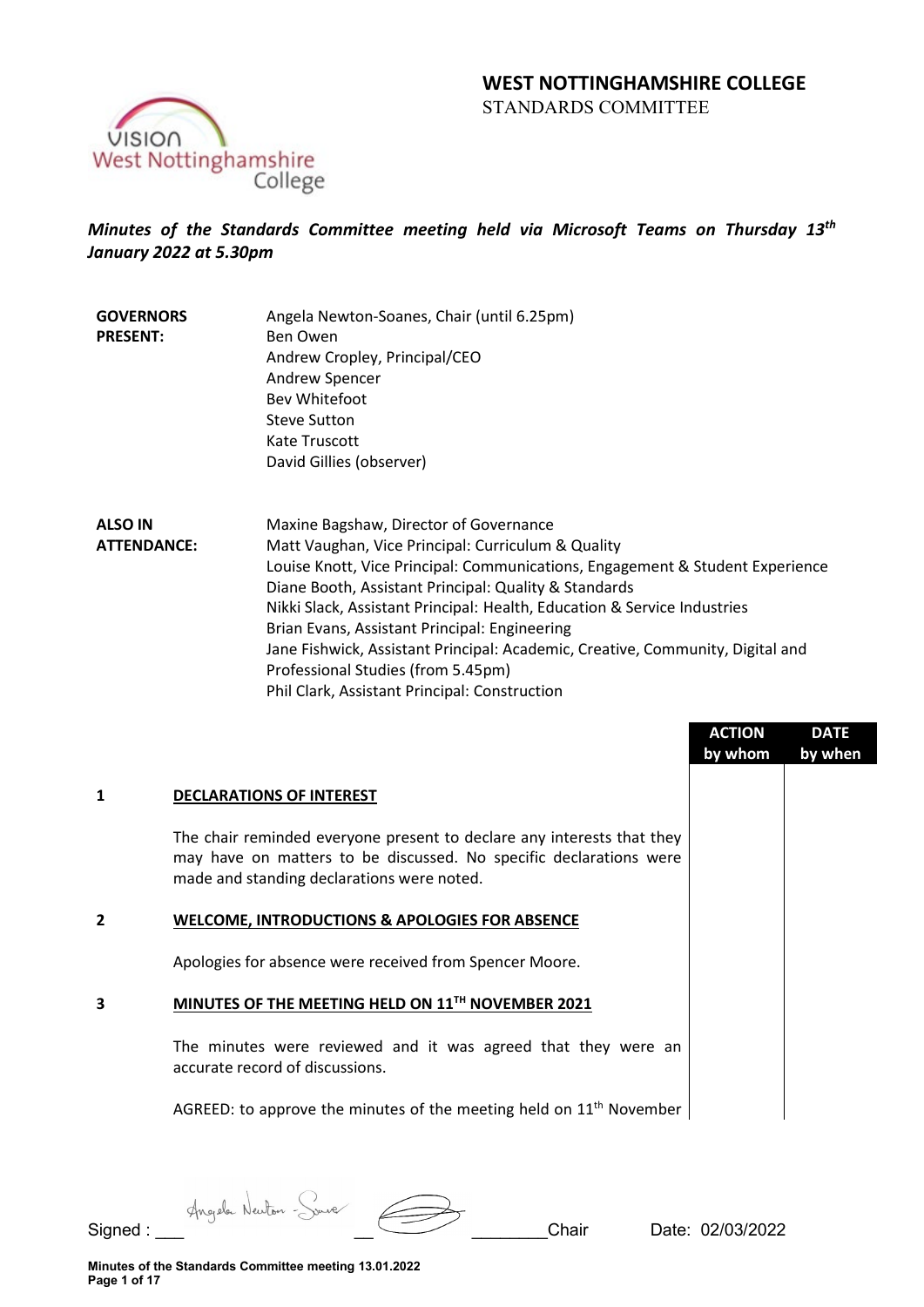# WEST NOTTINGHAMSHIRE COLLEGE

STANDARDS COMMITTEE

***Minutes of the Standards Committee meeting held via Microsoft Teams on Thursday 13th January 2022 at 5.30pm***

| | |
|---|---|
| **GOVERNORS PRESENT:** | Angela Newton-Soanes, Chair (until 6.25pm)<br>Ben Owen<br>Andrew Cropley, Principal/CEO<br>Andrew Spencer<br>Bev Whitefoot<br>Steve Sutton<br>Kate Truscott<br>David Gillies (observer) |
| **ALSO IN ATTENDANCE:** | Maxine Bagshaw, Director of Governance<br>Matt Vaughan, Vice Principal: Curriculum & Quality<br>Louise Knott, Vice Principal: Communications, Engagement & Student Experience<br>Diane Booth, Assistant Principal: Quality & Standards<br>Nikki Slack, Assistant Principal: Health, Education & Service Industries<br>Brian Evans, Assistant Principal: Engineering<br>Jane Fishwick, Assistant Principal: Academic, Creative, Community, Digital and Professional Studies (from 5.45pm)<br>Phil Clark, Assistant Principal: Construction |

| | | ACTION by whom | DATE by when |
|---|---|---|---|
| **1** | **DECLARATIONS OF INTEREST** | | |
| | The chair reminded everyone present to declare any interests that they may have on matters to be discussed. No specific declarations were made and standing declarations were noted. | | |
| **2** | **WELCOME, INTRODUCTIONS & APOLOGIES FOR ABSENCE** | | |
| | Apologies for absence were received from Spencer Moore. | | |
| **3** | **MINUTES OF THE MEETING HELD ON 11TH NOVEMBER 2021** | | |
| | The minutes were reviewed and it was agreed that they were an accurate record of discussions. | | |
| | AGREED: to approve the minutes of the meeting held on 11th November | | |

Signed : Chair Date: 02/03/2022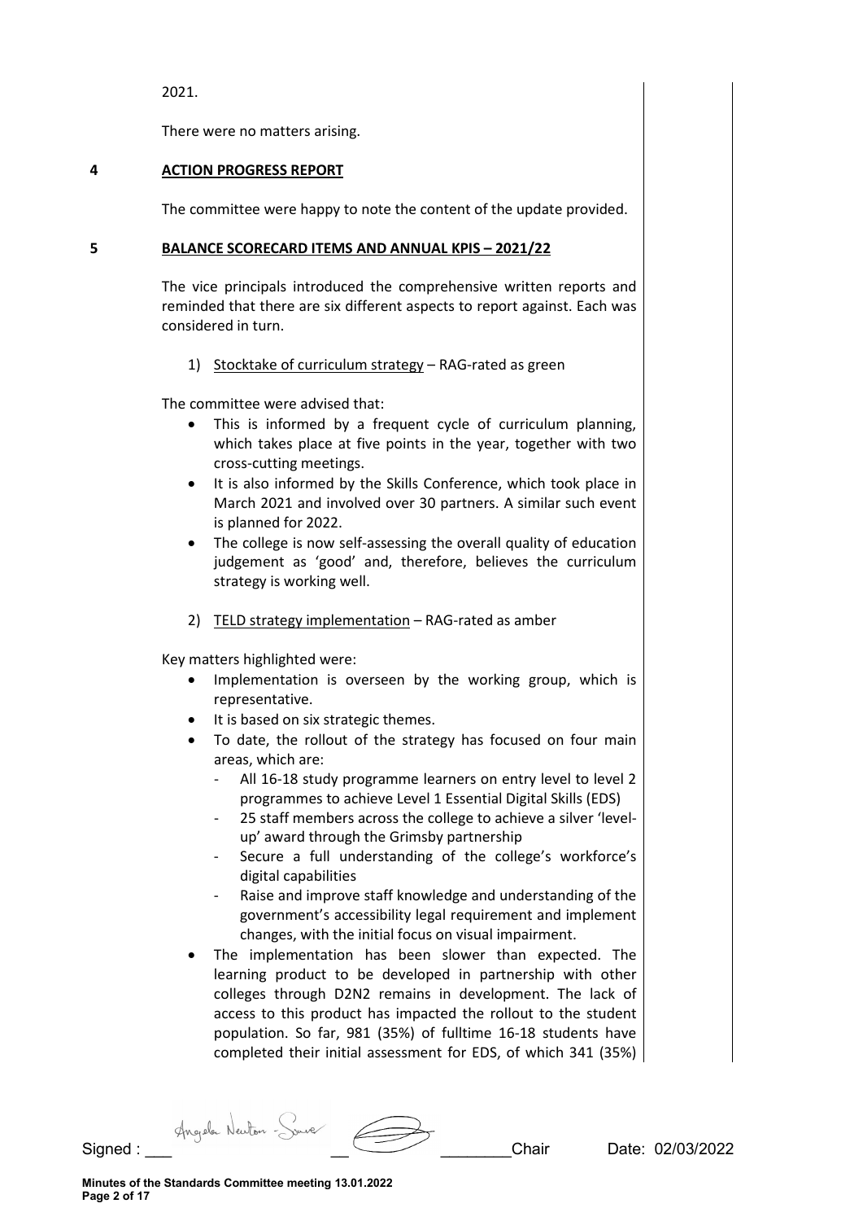2021.

There were no matters arising.

## 4 ACTION PROGRESS REPORT

The committee were happy to note the content of the update provided.

## 5 BALANCE SCORECARD ITEMS AND ANNUAL KPIS – 2021/22

The vice principals introduced the comprehensive written reports and reminded that there are six different aspects to report against. Each was considered in turn.

1) Stocktake of curriculum strategy – RAG-rated as green

The committee were advised that:

- This is informed by a frequent cycle of curriculum planning, which takes place at five points in the year, together with two cross-cutting meetings.
- It is also informed by the Skills Conference, which took place in March 2021 and involved over 30 partners. A similar such event is planned for 2022.
- The college is now self-assessing the overall quality of education judgement as 'good' and, therefore, believes the curriculum strategy is working well.

2) TELD strategy implementation – RAG-rated as amber

Key matters highlighted were:

- Implementation is overseen by the working group, which is representative.
- It is based on six strategic themes.
- To date, the rollout of the strategy has focused on four main areas, which are:
  - All 16-18 study programme learners on entry level to level 2 programmes to achieve Level 1 Essential Digital Skills (EDS)
  - 25 staff members across the college to achieve a silver 'level-up' award through the Grimsby partnership
  - Secure a full understanding of the college's workforce's digital capabilities
  - Raise and improve staff knowledge and understanding of the government's accessibility legal requirement and implement changes, with the initial focus on visual impairment.
- The implementation has been slower than expected. The learning product to be developed in partnership with other colleges through D2N2 remains in development. The lack of access to this product has impacted the rollout to the student population. So far, 981 (35%) of fulltime 16-18 students have completed their initial assessment for EDS, of which 341 (35%)

Signed : Angela Newton - Some Chair Date: 02/03/2022

Minutes of the Standards Committee meeting 13.01.2022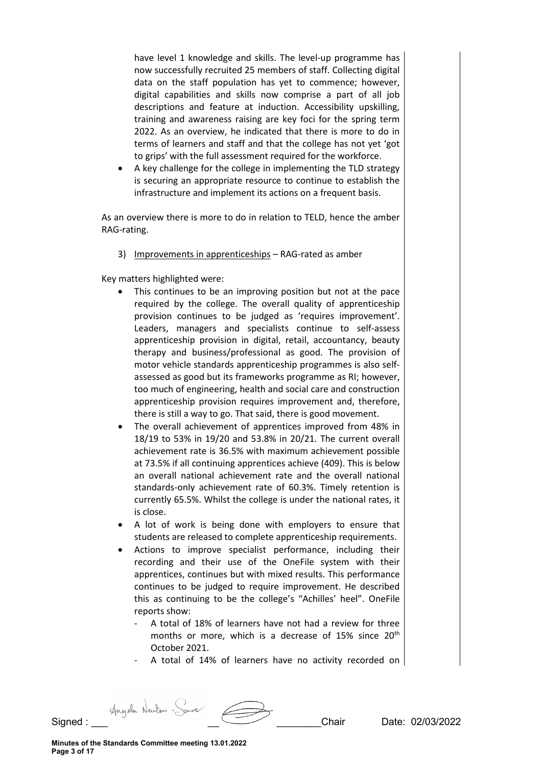have level 1 knowledge and skills. The level-up programme has now successfully recruited 25 members of staff. Collecting digital data on the staff population has yet to commence; however, digital capabilities and skills now comprise a part of all job descriptions and feature at induction. Accessibility upskilling, training and awareness raising are key foci for the spring term 2022. As an overview, he indicated that there is more to do in terms of learners and staff and that the college has not yet 'got to grips' with the full assessment required for the workforce.

- A key challenge for the college in implementing the TLD strategy is securing an appropriate resource to continue to establish the infrastructure and implement its actions on a frequent basis.

As an overview there is more to do in relation to TELD, hence the amber RAG-rating.

3) Improvements in apprenticeships – RAG-rated as amber

Key matters highlighted were:

- This continues to be an improving position but not at the pace required by the college. The overall quality of apprenticeship provision continues to be judged as 'requires improvement'. Leaders, managers and specialists continue to self-assess apprenticeship provision in digital, retail, accountancy, beauty therapy and business/professional as good. The provision of motor vehicle standards apprenticeship programmes is also self-assessed as good but its frameworks programme as RI; however, too much of engineering, health and social care and construction apprenticeship provision requires improvement and, therefore, there is still a way to go. That said, there is good movement.
- The overall achievement of apprentices improved from 48% in 18/19 to 53% in 19/20 and 53.8% in 20/21. The current overall achievement rate is 36.5% with maximum achievement possible at 73.5% if all continuing apprentices achieve (409). This is below an overall national achievement rate and the overall national standards-only achievement rate of 60.3%. Timely retention is currently 65.5%. Whilst the college is under the national rates, it is close.
- A lot of work is being done with employers to ensure that students are released to complete apprenticeship requirements.
- Actions to improve specialist performance, including their recording and their use of the OneFile system with their apprentices, continues but with mixed results. This performance continues to be judged to require improvement. He described this as continuing to be the college's "Achilles' heel". OneFile reports show:
  - A total of 18% of learners have not had a review for three months or more, which is a decrease of 15% since 20th October 2021.
  - A total of 14% of learners have no activity recorded on

Signed : ___ Chair Date: 02/03/2022

Minutes of the Standards Committee meeting 13.01.2022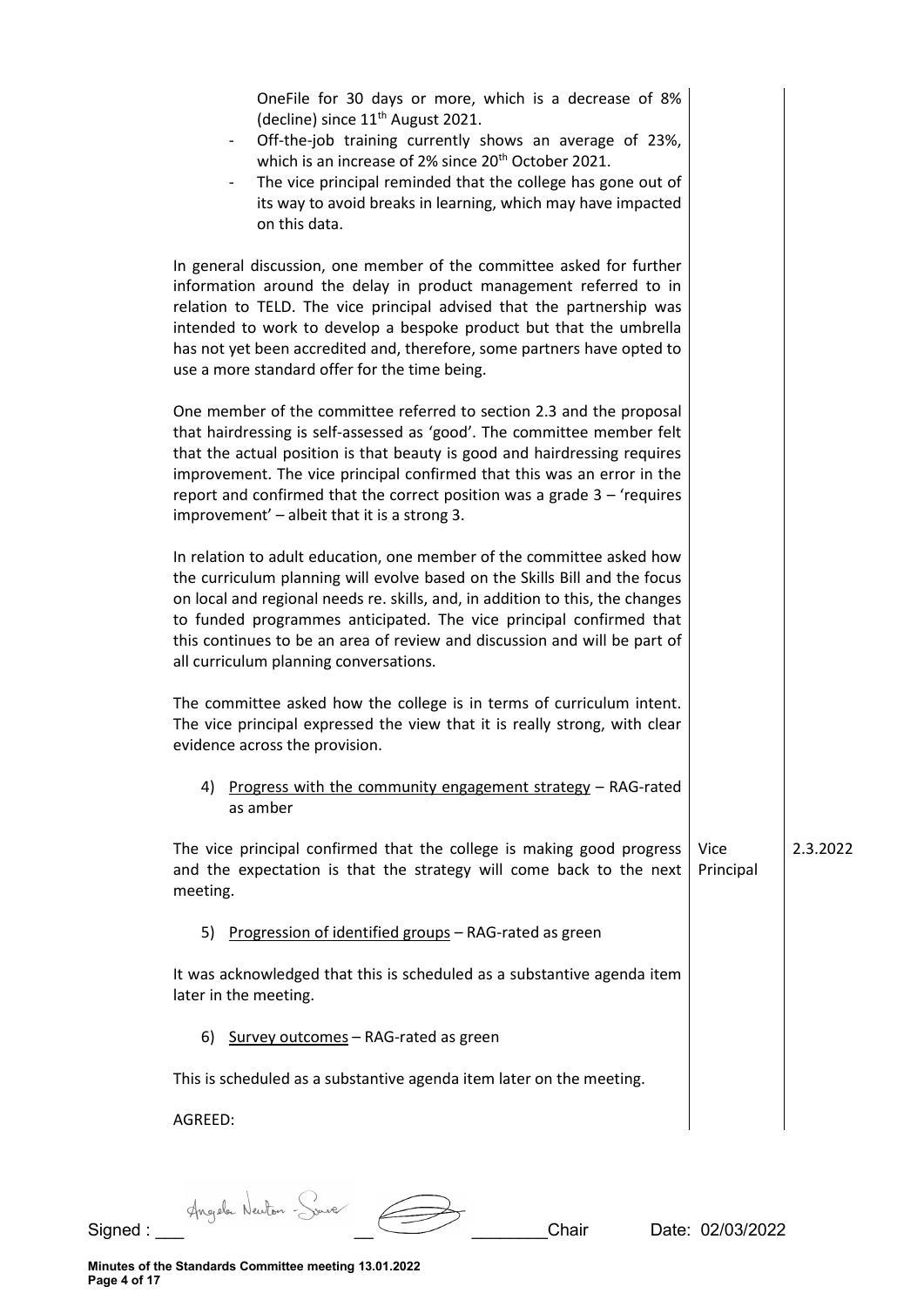| | | |
|---|---|---|
| OneFile for 30 days or more, which is a decrease of 8% (decline) since 11th August 2021.<br>- Off-the-job training currently shows an average of 23%, which is an increase of 2% since 20th October 2021.<br>- The vice principal reminded that the college has gone out of its way to avoid breaks in learning, which may have impacted on this data. | | |
| In general discussion, one member of the committee asked for further information around the delay in product management referred to in relation to TELD. The vice principal advised that the partnership was intended to work to develop a bespoke product but that the umbrella has not yet been accredited and, therefore, some partners have opted to use a more standard offer for the time being. | | |
| One member of the committee referred to section 2.3 and the proposal that hairdressing is self-assessed as 'good'. The committee member felt that the actual position is that beauty is good and hairdressing requires improvement. The vice principal confirmed that this was an error in the report and confirmed that the correct position was a grade 3 – 'requires improvement' – albeit that it is a strong 3. | | |
| In relation to adult education, one member of the committee asked how the curriculum planning will evolve based on the Skills Bill and the focus on local and regional needs re. skills, and, in addition to this, the changes to funded programmes anticipated. The vice principal confirmed that this continues to be an area of review and discussion and will be part of all curriculum planning conversations. | | |
| The committee asked how the college is in terms of curriculum intent. The vice principal expressed the view that it is really strong, with clear evidence across the provision. | | |
| 4) Progress with the community engagement strategy – RAG-rated as amber | | |
| The vice principal confirmed that the college is making good progress and the expectation is that the strategy will come back to the next meeting. | Vice Principal | 2.3.2022 |
| 5) Progression of identified groups – RAG-rated as green | | |
| It was acknowledged that this is scheduled as a substantive agenda item later in the meeting. | | |
| 6) Survey outcomes – RAG-rated as green | | |
| This is scheduled as a substantive agenda item later on the meeting. | | |
| AGREED: | | |

Signed : ___ Angela Newton-Smave ___ ________Chair Date: 02/03/2022

Minutes of the Standards Committee meeting 13.01.2022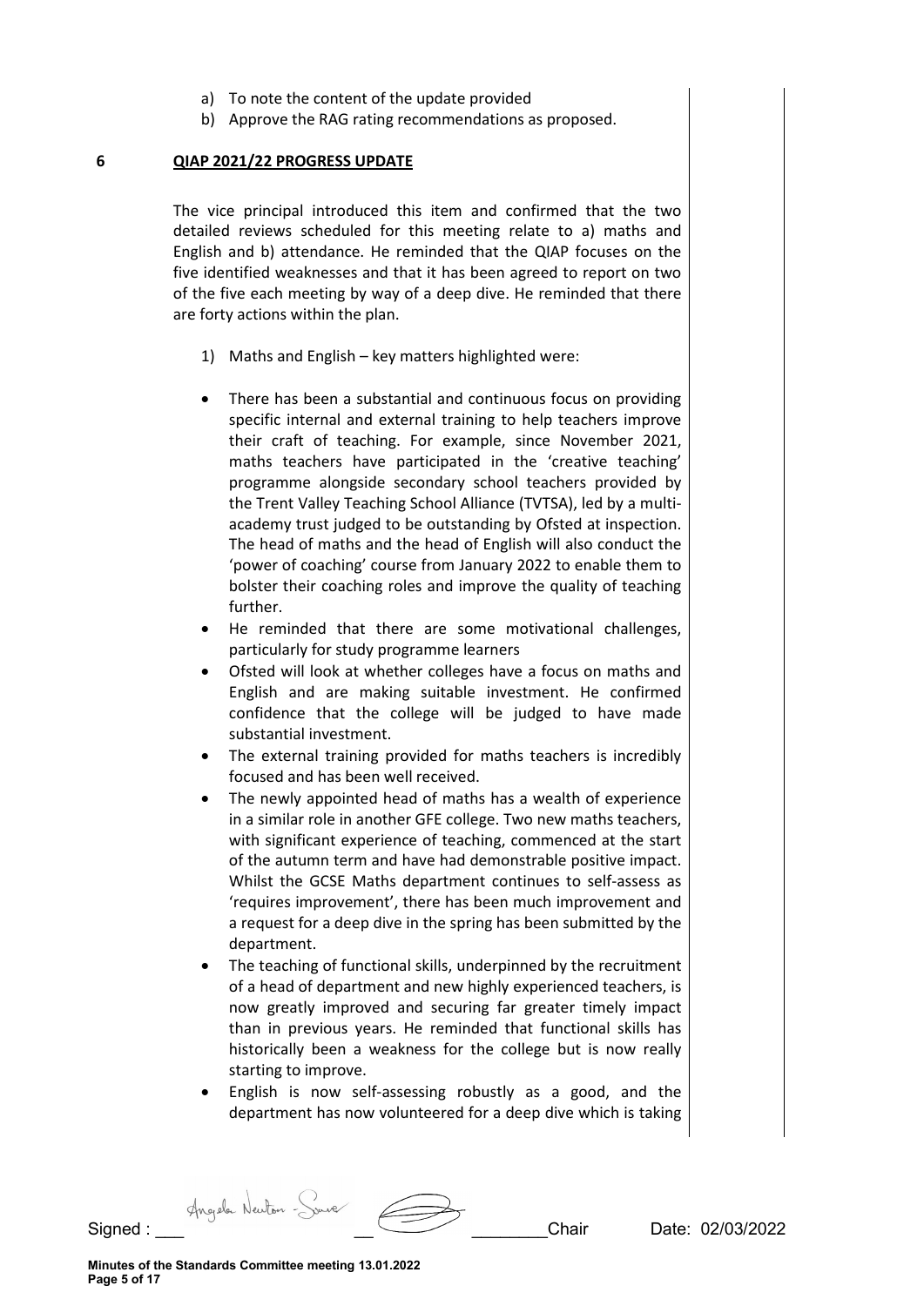a) To note the content of the update provided
b) Approve the RAG rating recommendations as proposed.

## 6 QIAP 2021/22 PROGRESS UPDATE

The vice principal introduced this item and confirmed that the two detailed reviews scheduled for this meeting relate to a) maths and English and b) attendance. He reminded that the QIAP focuses on the five identified weaknesses and that it has been agreed to report on two of the five each meeting by way of a deep dive. He reminded that there are forty actions within the plan.

1) Maths and English – key matters highlighted were:

- There has been a substantial and continuous focus on providing specific internal and external training to help teachers improve their craft of teaching. For example, since November 2021, maths teachers have participated in the 'creative teaching' programme alongside secondary school teachers provided by the Trent Valley Teaching School Alliance (TVTSA), led by a multi-academy trust judged to be outstanding by Ofsted at inspection. The head of maths and the head of English will also conduct the 'power of coaching' course from January 2022 to enable them to bolster their coaching roles and improve the quality of teaching further.
- He reminded that there are some motivational challenges, particularly for study programme learners
- Ofsted will look at whether colleges have a focus on maths and English and are making suitable investment. He confirmed confidence that the college will be judged to have made substantial investment.
- The external training provided for maths teachers is incredibly focused and has been well received.
- The newly appointed head of maths has a wealth of experience in a similar role in another GFE college. Two new maths teachers, with significant experience of teaching, commenced at the start of the autumn term and have had demonstrable positive impact. Whilst the GCSE Maths department continues to self-assess as 'requires improvement', there has been much improvement and a request for a deep dive in the spring has been submitted by the department.
- The teaching of functional skills, underpinned by the recruitment of a head of department and new highly experienced teachers, is now greatly improved and securing far greater timely impact than in previous years. He reminded that functional skills has historically been a weakness for the college but is now really starting to improve.
- English is now self-assessing robustly as a good, and the department has now volunteered for a deep dive which is taking

Signed : ___ Angela Newton - Sowe __ ________Chair Date: 02/03/2022

Minutes of the Standards Committee meeting 13.01.2022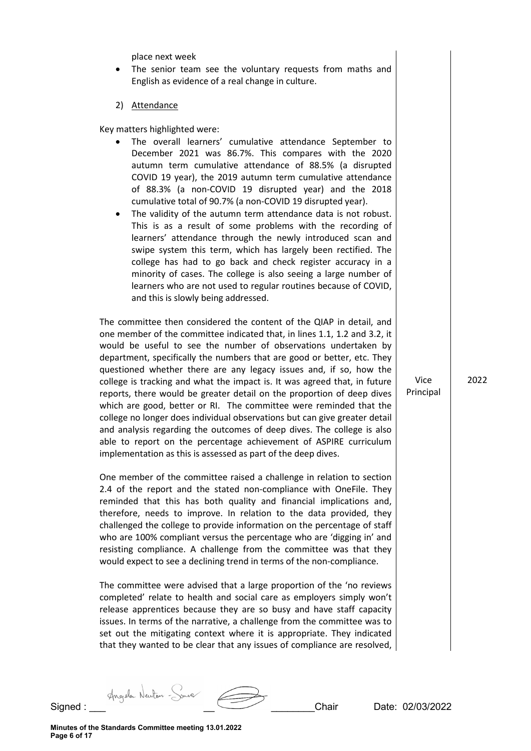place next week

- The senior team see the voluntary requests from maths and English as evidence of a real change in culture.

2) Attendance

Key matters highlighted were:

- The overall learners' cumulative attendance September to December 2021 was 86.7%. This compares with the 2020 autumn term cumulative attendance of 88.5% (a disrupted COVID 19 year), the 2019 autumn term cumulative attendance of 88.3% (a non-COVID 19 disrupted year) and the 2018 cumulative total of 90.7% (a non-COVID 19 disrupted year).
- The validity of the autumn term attendance data is not robust. This is as a result of some problems with the recording of learners' attendance through the newly introduced scan and swipe system this term, which has largely been rectified. The college has had to go back and check register accuracy in a minority of cases. The college is also seeing a large number of learners who are not used to regular routines because of COVID, and this is slowly being addressed.

| | | |
|---|---|---|
| The committee then considered the content of the QIAP in detail, and one member of the committee indicated that, in lines 1.1, 1.2 and 3.2, it would be useful to see the number of observations undertaken by department, specifically the numbers that are good or better, etc. They questioned whether there are any legacy issues and, if so, how the college is tracking and what the impact is. It was agreed that, in future reports, there would be greater detail on the proportion of deep dives which are good, better or RI. The committee were reminded that the college no longer does individual observations but can give greater detail and analysis regarding the outcomes of deep dives. The college is also able to report on the percentage achievement of ASPIRE curriculum implementation as this is assessed as part of the deep dives. | Vice Principal | 2022 |

One member of the committee raised a challenge in relation to section 2.4 of the report and the stated non-compliance with OneFile. They reminded that this has both quality and financial implications and, therefore, needs to improve. In relation to the data provided, they challenged the college to provide information on the percentage of staff who are 100% compliant versus the percentage who are 'digging in' and resisting compliance. A challenge from the committee was that they would expect to see a declining trend in terms of the non-compliance.

The committee were advised that a large proportion of the 'no reviews completed' relate to health and social care as employers simply won't release apprentices because they are so busy and have staff capacity issues. In terms of the narrative, a challenge from the committee was to set out the mitigating context where it is appropriate. They indicated that they wanted to be clear that any issues of compliance are resolved,

Signed : ___ [signature] __ [signature] ________Chair Date: 02/03/2022

**Minutes of the Standards Committee meeting 13.01.2022**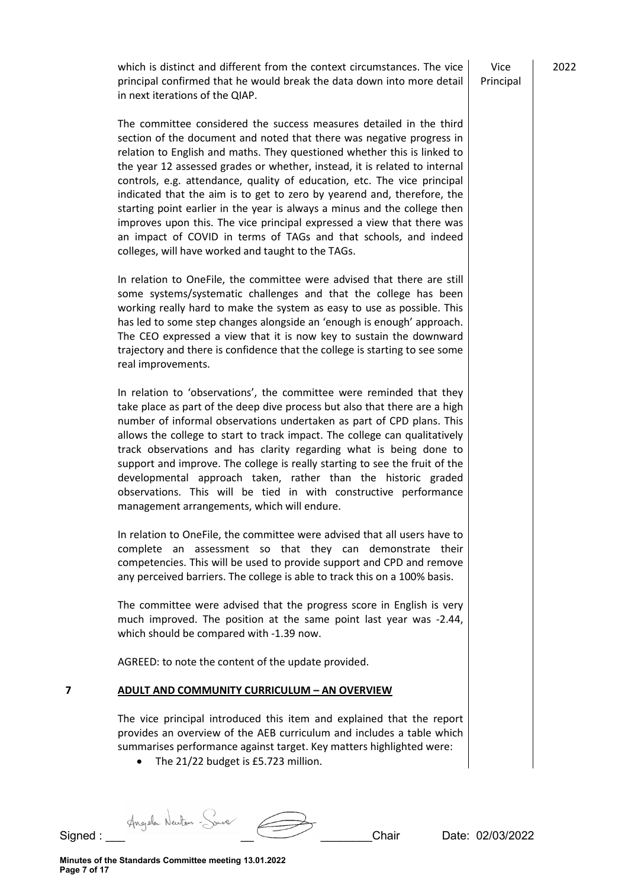which is distinct and different from the context circumstances. The vice principal confirmed that he would break the data down into more detail in next iterations of the QIAP. | Vice Principal | 2022

The committee considered the success measures detailed in the third section of the document and noted that there was negative progress in relation to English and maths. They questioned whether this is linked to the year 12 assessed grades or whether, instead, it is related to internal controls, e.g. attendance, quality of education, etc. The vice principal indicated that the aim is to get to zero by yearend and, therefore, the starting point earlier in the year is always a minus and the college then improves upon this. The vice principal expressed a view that there was an impact of COVID in terms of TAGs and that schools, and indeed colleges, will have worked and taught to the TAGs.

In relation to OneFile, the committee were advised that there are still some systems/systematic challenges and that the college has been working really hard to make the system as easy to use as possible. This has led to some step changes alongside an 'enough is enough' approach. The CEO expressed a view that it is now key to sustain the downward trajectory and there is confidence that the college is starting to see some real improvements.

In relation to 'observations', the committee were reminded that they take place as part of the deep dive process but also that there are a high number of informal observations undertaken as part of CPD plans. This allows the college to start to track impact. The college can qualitatively track observations and has clarity regarding what is being done to support and improve. The college is really starting to see the fruit of the developmental approach taken, rather than the historic graded observations. This will be tied in with constructive performance management arrangements, which will endure.

In relation to OneFile, the committee were advised that all users have to complete an assessment so that they can demonstrate their competencies. This will be used to provide support and CPD and remove any perceived barriers. The college is able to track this on a 100% basis.

The committee were advised that the progress score in English is very much improved. The position at the same point last year was -2.44, which should be compared with -1.39 now.

AGREED: to note the content of the update provided.

## 7 ADULT AND COMMUNITY CURRICULUM – AN OVERVIEW

The vice principal introduced this item and explained that the report provides an overview of the AEB curriculum and includes a table which summarises performance against target. Key matters highlighted were:

- The 21/22 budget is £5.723 million.

Signed : ___ Angela Newton - Sowe ___ Chair Date: 02/03/2022

Minutes of the Standards Committee meeting 13.01.2022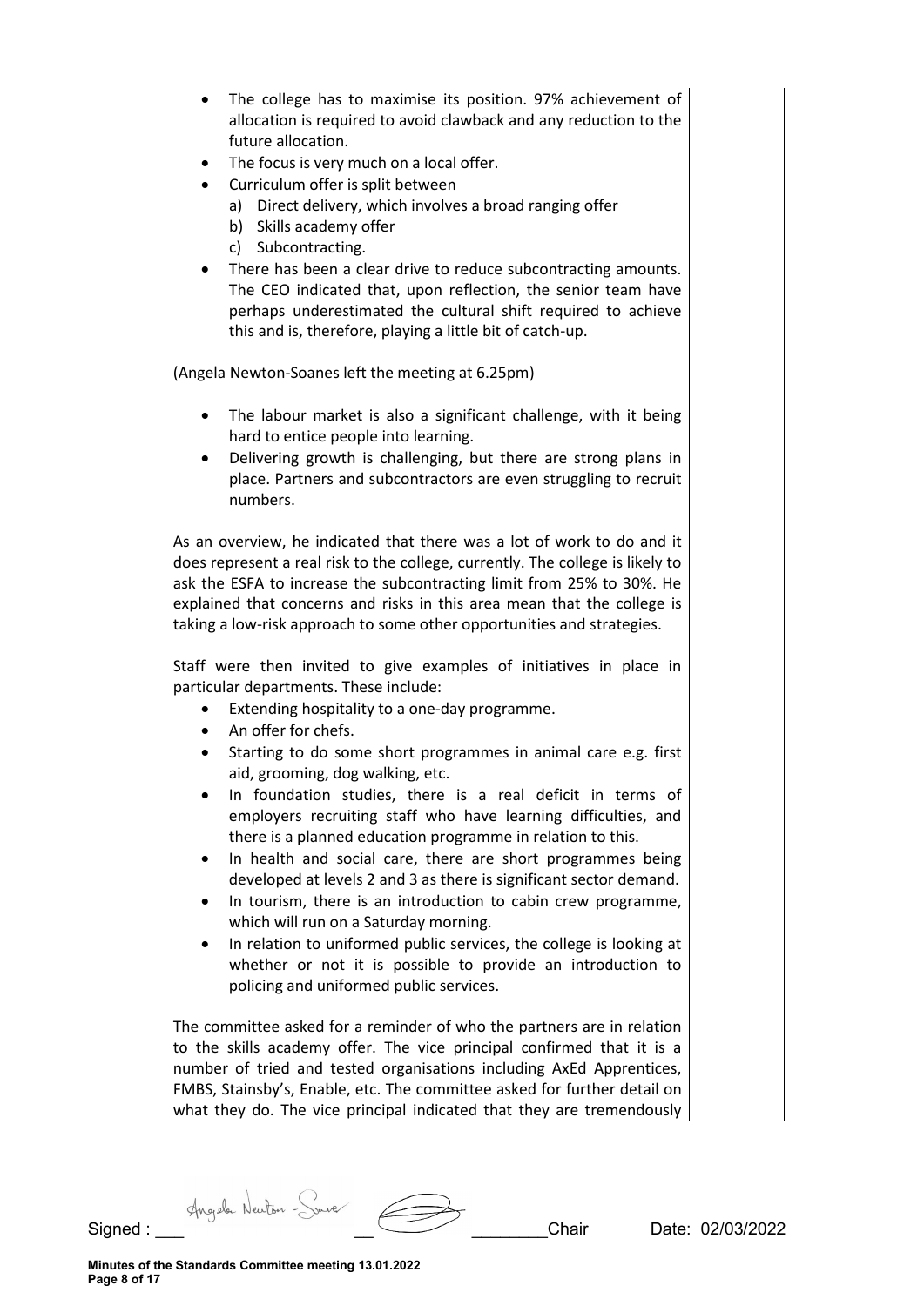- The college has to maximise its position. 97% achievement of allocation is required to avoid clawback and any reduction to the future allocation.
- The focus is very much on a local offer.
- Curriculum offer is split between
  a) Direct delivery, which involves a broad ranging offer
  b) Skills academy offer
  c) Subcontracting.
- There has been a clear drive to reduce subcontracting amounts. The CEO indicated that, upon reflection, the senior team have perhaps underestimated the cultural shift required to achieve this and is, therefore, playing a little bit of catch-up.

(Angela Newton-Soanes left the meeting at 6.25pm)

- The labour market is also a significant challenge, with it being hard to entice people into learning.
- Delivering growth is challenging, but there are strong plans in place. Partners and subcontractors are even struggling to recruit numbers.

As an overview, he indicated that there was a lot of work to do and it does represent a real risk to the college, currently. The college is likely to ask the ESFA to increase the subcontracting limit from 25% to 30%. He explained that concerns and risks in this area mean that the college is taking a low-risk approach to some other opportunities and strategies.

Staff were then invited to give examples of initiatives in place in particular departments. These include:

- Extending hospitality to a one-day programme.
- An offer for chefs.
- Starting to do some short programmes in animal care e.g. first aid, grooming, dog walking, etc.
- In foundation studies, there is a real deficit in terms of employers recruiting staff who have learning difficulties, and there is a planned education programme in relation to this.
- In health and social care, there are short programmes being developed at levels 2 and 3 as there is significant sector demand.
- In tourism, there is an introduction to cabin crew programme, which will run on a Saturday morning.
- In relation to uniformed public services, the college is looking at whether or not it is possible to provide an introduction to policing and uniformed public services.

The committee asked for a reminder of who the partners are in relation to the skills academy offer. The vice principal confirmed that it is a number of tried and tested organisations including AxEd Apprentices, FMBS, Stainsby's, Enable, etc. The committee asked for further detail on what they do. The vice principal indicated that they are tremendously

Signed : ______________ Chair Date: 02/03/2022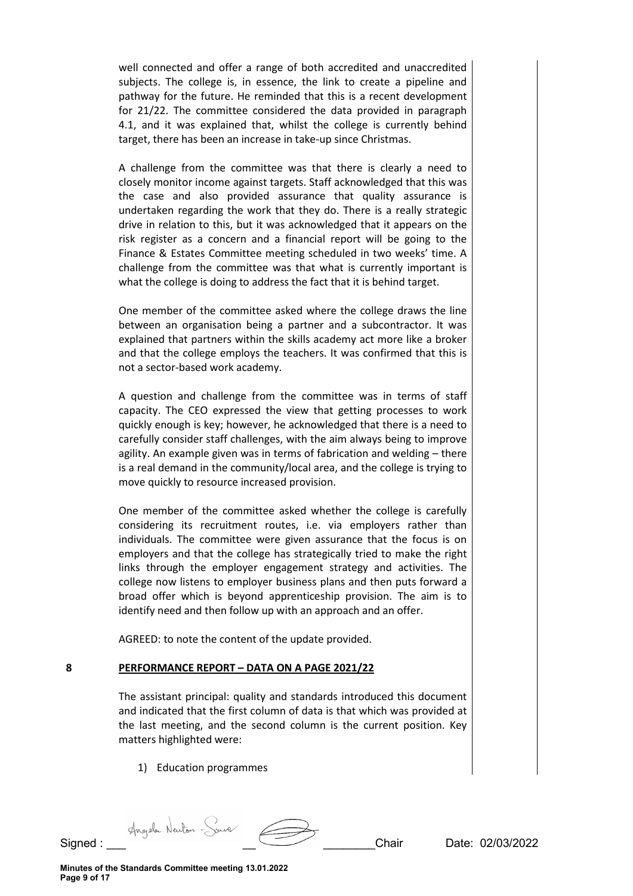well connected and offer a range of both accredited and unaccredited subjects. The college is, in essence, the link to create a pipeline and pathway for the future. He reminded that this is a recent development for 21/22. The committee considered the data provided in paragraph 4.1, and it was explained that, whilst the college is currently behind target, there has been an increase in take-up since Christmas.

A challenge from the committee was that there is clearly a need to closely monitor income against targets. Staff acknowledged that this was the case and also provided assurance that quality assurance is undertaken regarding the work that they do. There is a really strategic drive in relation to this, but it was acknowledged that it appears on the risk register as a concern and a financial report will be going to the Finance & Estates Committee meeting scheduled in two weeks' time. A challenge from the committee was that what is currently important is what the college is doing to address the fact that it is behind target.

One member of the committee asked where the college draws the line between an organisation being a partner and a subcontractor. It was explained that partners within the skills academy act more like a broker and that the college employs the teachers. It was confirmed that this is not a sector-based work academy.

A question and challenge from the committee was in terms of staff capacity. The CEO expressed the view that getting processes to work quickly enough is key; however, he acknowledged that there is a need to carefully consider staff challenges, with the aim always being to improve agility. An example given was in terms of fabrication and welding – there is a real demand in the community/local area, and the college is trying to move quickly to resource increased provision.

One member of the committee asked whether the college is carefully considering its recruitment routes, i.e. via employers rather than individuals. The committee were given assurance that the focus is on employers and that the college has strategically tried to make the right links through the employer engagement strategy and activities. The college now listens to employer business plans and then puts forward a broad offer which is beyond apprenticeship provision. The aim is to identify need and then follow up with an approach and an offer.

AGREED: to note the content of the update provided.

## 8 PERFORMANCE REPORT – DATA ON A PAGE 2021/22

The assistant principal: quality and standards introduced this document and indicated that the first column of data is that which was provided at the last meeting, and the second column is the current position. Key matters highlighted were:

1) Education programmes

Signed : ___ Angela Newton - Snave ___ ________Chair Date: 02/03/2022

**Minutes of the Standards Committee meeting 13.01.2022**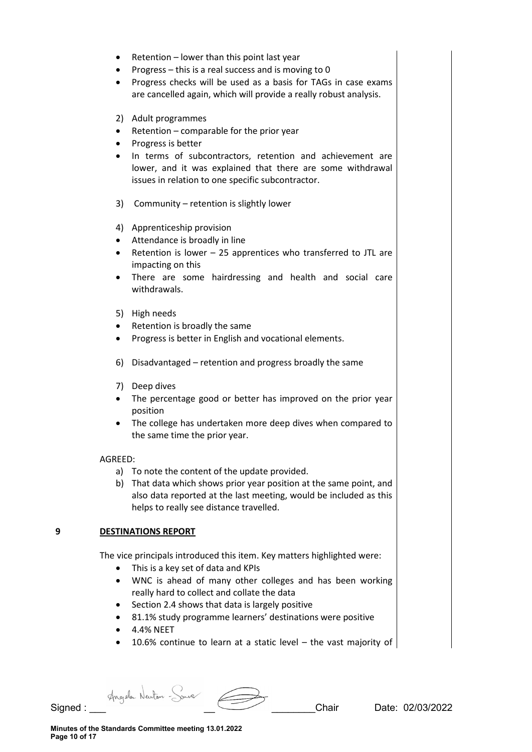- Retention – lower than this point last year
- Progress – this is a real success and is moving to 0
- Progress checks will be used as a basis for TAGs in case exams are cancelled again, which will provide a really robust analysis.

2) Adult programmes
- Retention – comparable for the prior year
- Progress is better
- In terms of subcontractors, retention and achievement are lower, and it was explained that there are some withdrawal issues in relation to one specific subcontractor.

3) Community – retention is slightly lower

4) Apprenticeship provision
- Attendance is broadly in line
- Retention is lower – 25 apprentices who transferred to JTL are impacting on this
- There are some hairdressing and health and social care withdrawals.

5) High needs
- Retention is broadly the same
- Progress is better in English and vocational elements.

6) Disadvantaged – retention and progress broadly the same

7) Deep dives
- The percentage good or better has improved on the prior year position
- The college has undertaken more deep dives when compared to the same time the prior year.

AGREED:

a) To note the content of the update provided.
b) That data which shows prior year position at the same point, and also data reported at the last meeting, would be included as this helps to really see distance travelled.

**9 DESTINATIONS REPORT**

The vice principals introduced this item. Key matters highlighted were:

- This is a key set of data and KPIs
- WNC is ahead of many other colleges and has been working really hard to collect and collate the data
- Section 2.4 shows that data is largely positive
- 81.1% study programme learners' destinations were positive
- 4.4% NEET
- 10.6% continue to learn at a static level – the vast majority of

Signed : ___ __ ________Chair Date: 02/03/2022

Minutes of the Standards Committee meeting 13.01.2022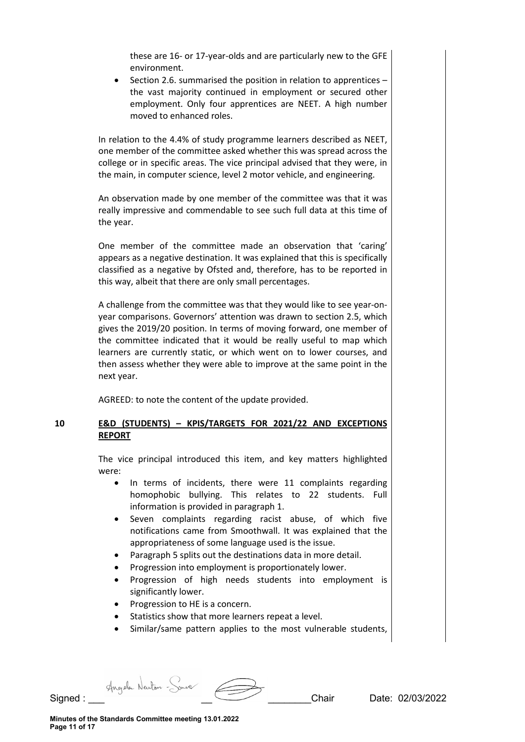these are 16- or 17-year-olds and are particularly new to the GFE environment.

- Section 2.6. summarised the position in relation to apprentices – the vast majority continued in employment or secured other employment. Only four apprentices are NEET. A high number moved to enhanced roles.

In relation to the 4.4% of study programme learners described as NEET, one member of the committee asked whether this was spread across the college or in specific areas. The vice principal advised that they were, in the main, in computer science, level 2 motor vehicle, and engineering.

An observation made by one member of the committee was that it was really impressive and commendable to see such full data at this time of the year.

One member of the committee made an observation that 'caring' appears as a negative destination. It was explained that this is specifically classified as a negative by Ofsted and, therefore, has to be reported in this way, albeit that there are only small percentages.

A challenge from the committee was that they would like to see year-on-year comparisons. Governors' attention was drawn to section 2.5, which gives the 2019/20 position. In terms of moving forward, one member of the committee indicated that it would be really useful to map which learners are currently static, or which went on to lower courses, and then assess whether they were able to improve at the same point in the next year.

AGREED: to note the content of the update provided.

## 10 E&D (STUDENTS) – KPIS/TARGETS FOR 2021/22 AND EXCEPTIONS REPORT

The vice principal introduced this item, and key matters highlighted were:

- In terms of incidents, there were 11 complaints regarding homophobic bullying. This relates to 22 students. Full information is provided in paragraph 1.
- Seven complaints regarding racist abuse, of which five notifications came from Smoothwall. It was explained that the appropriateness of some language used is the issue.
- Paragraph 5 splits out the destinations data in more detail.
- Progression into employment is proportionately lower.
- Progression of high needs students into employment is significantly lower.
- Progression to HE is a concern.
- Statistics show that more learners repeat a level.
- Similar/same pattern applies to the most vulnerable students,

Signed : ___ Angela Newton - Sowe ___ ________Chair Date: 02/03/2022

Minutes of the Standards Committee meeting 13.01.2022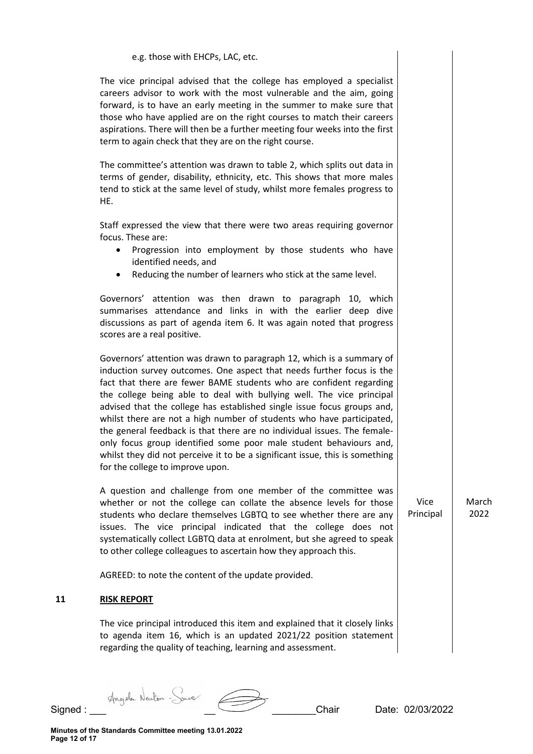e.g. those with EHCPs, LAC, etc.

The vice principal advised that the college has employed a specialist careers advisor to work with the most vulnerable and the aim, going forward, is to have an early meeting in the summer to make sure that those who have applied are on the right courses to match their careers aspirations. There will then be a further meeting four weeks into the first term to again check that they are on the right course.

The committee's attention was drawn to table 2, which splits out data in terms of gender, disability, ethnicity, etc. This shows that more males tend to stick at the same level of study, whilst more females progress to HE.

Staff expressed the view that there were two areas requiring governor focus. These are:

- Progression into employment by those students who have identified needs, and
- Reducing the number of learners who stick at the same level.

Governors' attention was then drawn to paragraph 10, which summarises attendance and links in with the earlier deep dive discussions as part of agenda item 6. It was again noted that progress scores are a real positive.

Governors' attention was drawn to paragraph 12, which is a summary of induction survey outcomes. One aspect that needs further focus is the fact that there are fewer BAME students who are confident regarding the college being able to deal with bullying well. The vice principal advised that the college has established single issue focus groups and, whilst there are not a high number of students who have participated, the general feedback is that there are no individual issues. The female-only focus group identified some poor male student behaviours and, whilst they did not perceive it to be a significant issue, this is something for the college to improve upon.

| | | |
|---|---|---|
| A question and challenge from one member of the committee was whether or not the college can collate the absence levels for those students who declare themselves LGBTQ to see whether there are any issues. The vice principal indicated that the college does not systematically collect LGBTQ data at enrolment, but she agreed to speak to other college colleagues to ascertain how they approach this. | Vice Principal | March 2022 |

AGREED: to note the content of the update provided.

**11 RISK REPORT**

The vice principal introduced this item and explained that it closely links to agenda item 16, which is an updated 2021/22 position statement regarding the quality of teaching, learning and assessment.

Signed : ___ Angela Newton-Sowe ___ ________Chair Date: 02/03/2022

Minutes of the Standards Committee meeting 13.01.2022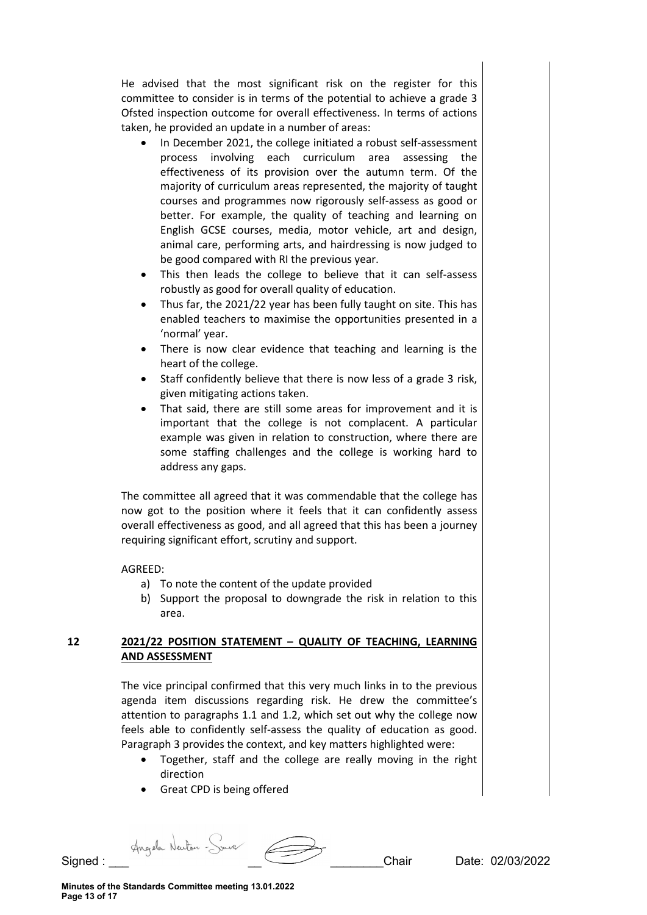He advised that the most significant risk on the register for this committee to consider is in terms of the potential to achieve a grade 3 Ofsted inspection outcome for overall effectiveness. In terms of actions taken, he provided an update in a number of areas:

- In December 2021, the college initiated a robust self-assessment process involving each curriculum area assessing the effectiveness of its provision over the autumn term. Of the majority of curriculum areas represented, the majority of taught courses and programmes now rigorously self-assess as good or better. For example, the quality of teaching and learning on English GCSE courses, media, motor vehicle, art and design, animal care, performing arts, and hairdressing is now judged to be good compared with RI the previous year.
- This then leads the college to believe that it can self-assess robustly as good for overall quality of education.
- Thus far, the 2021/22 year has been fully taught on site. This has enabled teachers to maximise the opportunities presented in a 'normal' year.
- There is now clear evidence that teaching and learning is the heart of the college.
- Staff confidently believe that there is now less of a grade 3 risk, given mitigating actions taken.
- That said, there are still some areas for improvement and it is important that the college is not complacent. A particular example was given in relation to construction, where there are some staffing challenges and the college is working hard to address any gaps.

The committee all agreed that it was commendable that the college has now got to the position where it feels that it can confidently assess overall effectiveness as good, and all agreed that this has been a journey requiring significant effort, scrutiny and support.

AGREED:

a) To note the content of the update provided
b) Support the proposal to downgrade the risk in relation to this area.

**12 2021/22 POSITION STATEMENT – QUALITY OF TEACHING, LEARNING AND ASSESSMENT**

The vice principal confirmed that this very much links in to the previous agenda item discussions regarding risk. He drew the committee's attention to paragraphs 1.1 and 1.2, which set out why the college now feels able to confidently self-assess the quality of education as good. Paragraph 3 provides the context, and key matters highlighted were:

- Together, staff and the college are really moving in the right direction
- Great CPD is being offered

Signed : ___ Angela Newton - Sauve ___ ________Chair Date: 02/03/2022

Minutes of the Standards Committee meeting 13.01.2022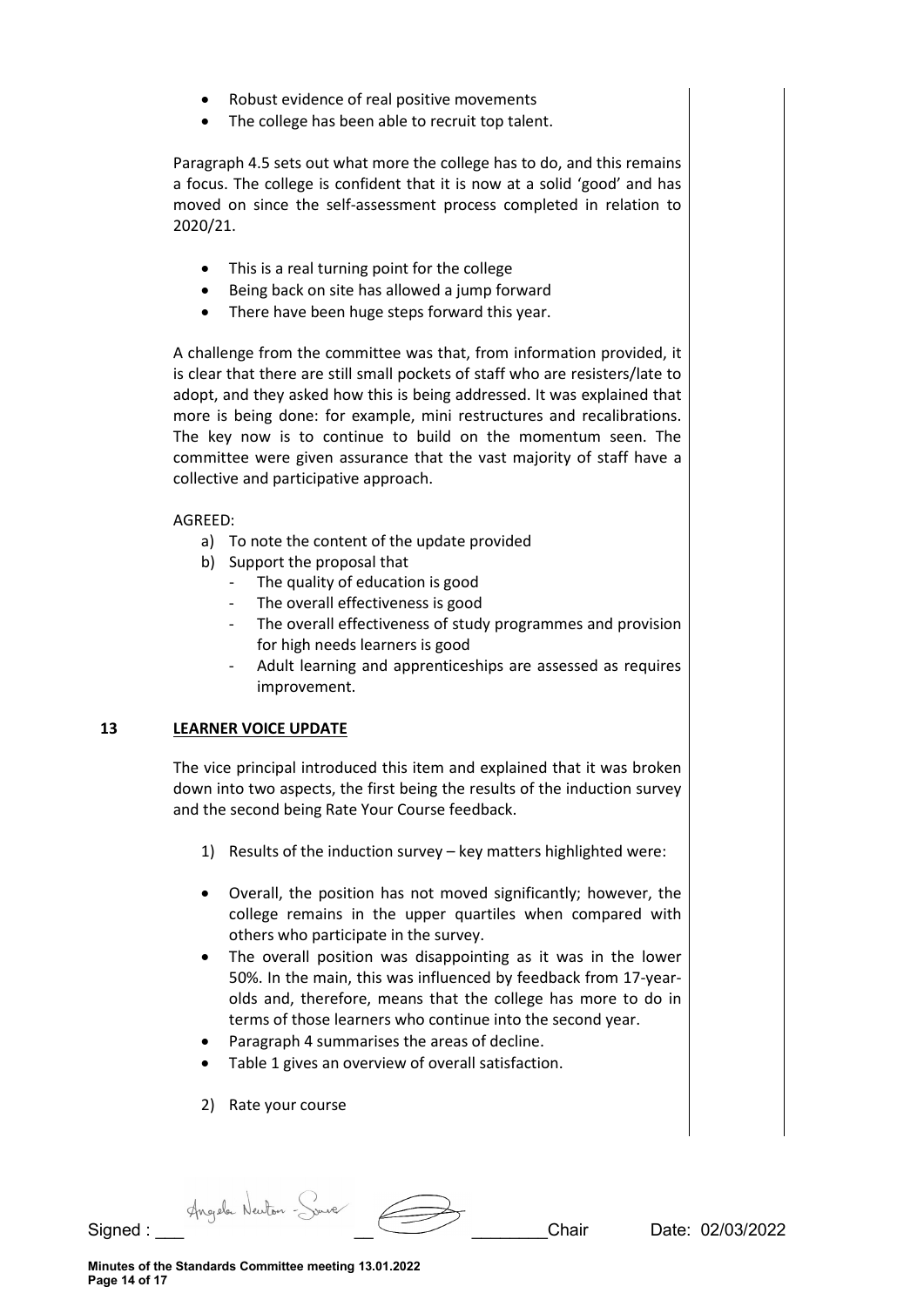- Robust evidence of real positive movements
- The college has been able to recruit top talent.

Paragraph 4.5 sets out what more the college has to do, and this remains a focus. The college is confident that it is now at a solid 'good' and has moved on since the self-assessment process completed in relation to 2020/21.

- This is a real turning point for the college
- Being back on site has allowed a jump forward
- There have been huge steps forward this year.

A challenge from the committee was that, from information provided, it is clear that there are still small pockets of staff who are resisters/late to adopt, and they asked how this is being addressed. It was explained that more is being done: for example, mini restructures and recalibrations. The key now is to continue to build on the momentum seen. The committee were given assurance that the vast majority of staff have a collective and participative approach.

AGREED:

a) To note the content of the update provided
b) Support the proposal that
   - The quality of education is good
   - The overall effectiveness is good
   - The overall effectiveness of study programmes and provision for high needs learners is good
   - Adult learning and apprenticeships are assessed as requires improvement.

## 13 LEARNER VOICE UPDATE

The vice principal introduced this item and explained that it was broken down into two aspects, the first being the results of the induction survey and the second being Rate Your Course feedback.

1) Results of the induction survey – key matters highlighted were:

- Overall, the position has not moved significantly; however, the college remains in the upper quartiles when compared with others who participate in the survey.
- The overall position was disappointing as it was in the lower 50%. In the main, this was influenced by feedback from 17-year-olds and, therefore, means that the college has more to do in terms of those learners who continue into the second year.
- Paragraph 4 summarises the areas of decline.
- Table 1 gives an overview of overall satisfaction.

2) Rate your course

Signed : Angela Newton - Soave Chair Date: 02/03/2022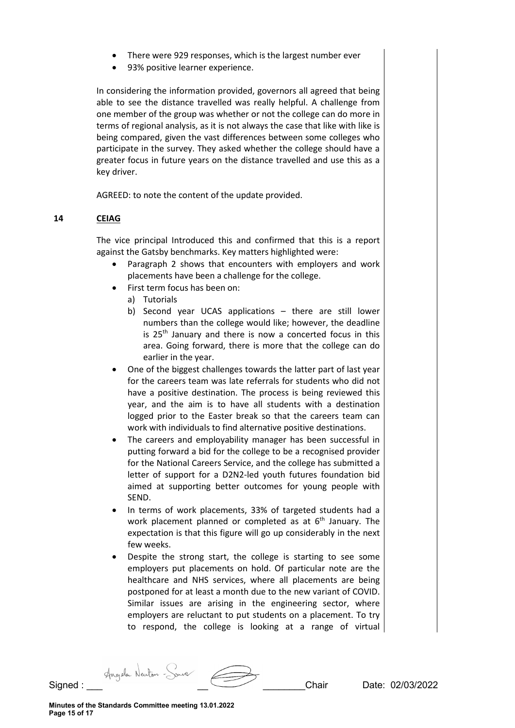- There were 929 responses, which is the largest number ever
- 93% positive learner experience.

In considering the information provided, governors all agreed that being able to see the distance travelled was really helpful. A challenge from one member of the group was whether or not the college can do more in terms of regional analysis, as it is not always the case that like with like is being compared, given the vast differences between some colleges who participate in the survey. They asked whether the college should have a greater focus in future years on the distance travelled and use this as a key driver.

AGREED: to note the content of the update provided.

## 14 CEIAG

The vice principal Introduced this and confirmed that this is a report against the Gatsby benchmarks. Key matters highlighted were:

- Paragraph 2 shows that encounters with employers and work placements have been a challenge for the college.
- First term focus has been on:
  a) Tutorials
  b) Second year UCAS applications – there are still lower numbers than the college would like; however, the deadline is 25th January and there is now a concerted focus in this area. Going forward, there is more that the college can do earlier in the year.
- One of the biggest challenges towards the latter part of last year for the careers team was late referrals for students who did not have a positive destination. The process is being reviewed this year, and the aim is to have all students with a destination logged prior to the Easter break so that the careers team can work with individuals to find alternative positive destinations.
- The careers and employability manager has been successful in putting forward a bid for the college to be a recognised provider for the National Careers Service, and the college has submitted a letter of support for a D2N2-led youth futures foundation bid aimed at supporting better outcomes for young people with SEND.
- In terms of work placements, 33% of targeted students had a work placement planned or completed as at 6th January. The expectation is that this figure will go up considerably in the next few weeks.
- Despite the strong start, the college is starting to see some employers put placements on hold. Of particular note are the healthcare and NHS services, where all placements are being postponed for at least a month due to the new variant of COVID. Similar issues are arising in the engineering sector, where employers are reluctant to put students on a placement. To try to respond, the college is looking at a range of virtual

Signed : ___ Angela Newton - Sawe __ ________Chair Date: 02/03/2022

Minutes of the Standards Committee meeting 13.01.2022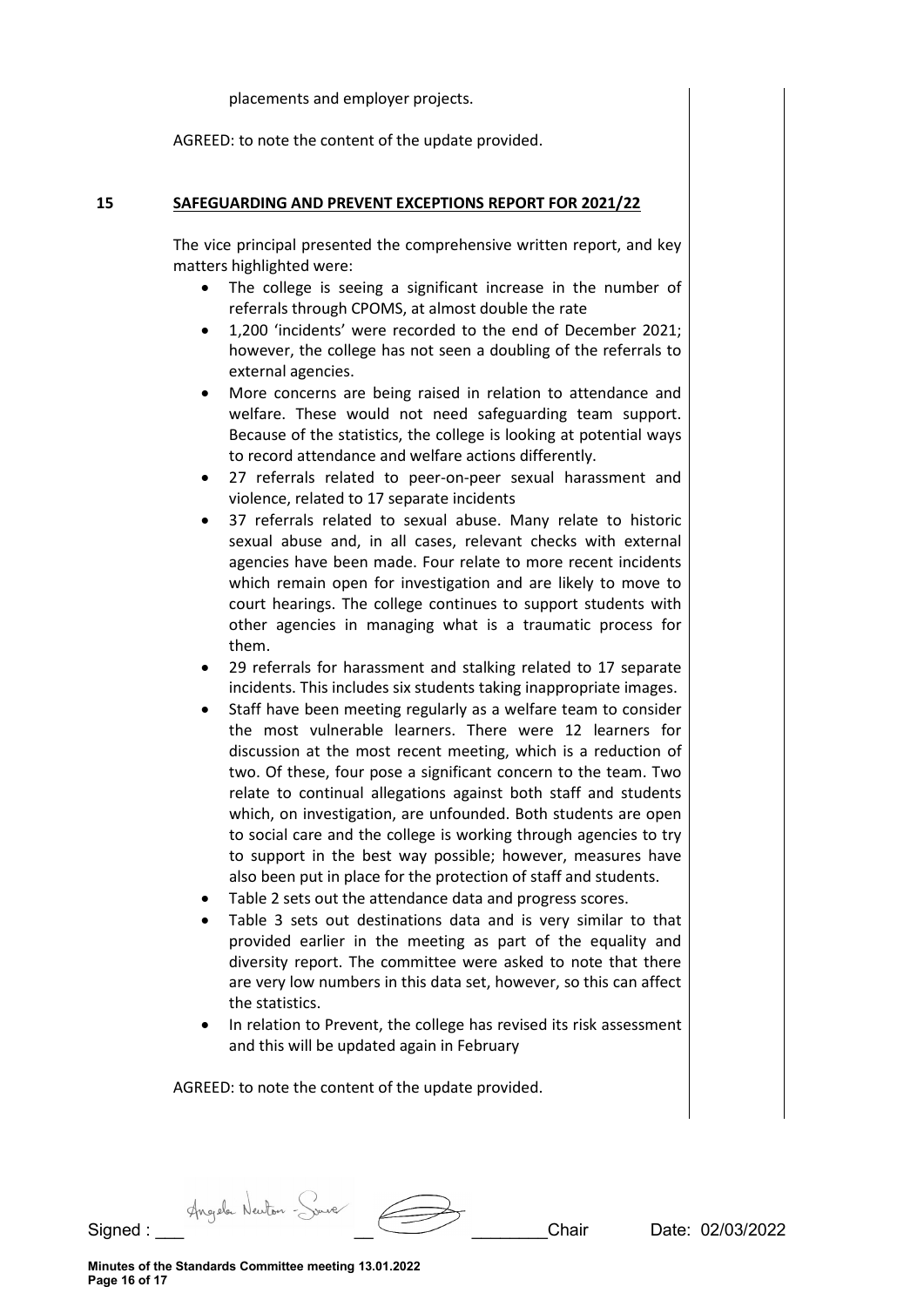placements and employer projects.

AGREED: to note the content of the update provided.

## 15 SAFEGUARDING AND PREVENT EXCEPTIONS REPORT FOR 2021/22

The vice principal presented the comprehensive written report, and key matters highlighted were:

- The college is seeing a significant increase in the number of referrals through CPOMS, at almost double the rate
- 1,200 'incidents' were recorded to the end of December 2021; however, the college has not seen a doubling of the referrals to external agencies.
- More concerns are being raised in relation to attendance and welfare. These would not need safeguarding team support. Because of the statistics, the college is looking at potential ways to record attendance and welfare actions differently.
- 27 referrals related to peer-on-peer sexual harassment and violence, related to 17 separate incidents
- 37 referrals related to sexual abuse. Many relate to historic sexual abuse and, in all cases, relevant checks with external agencies have been made. Four relate to more recent incidents which remain open for investigation and are likely to move to court hearings. The college continues to support students with other agencies in managing what is a traumatic process for them.
- 29 referrals for harassment and stalking related to 17 separate incidents. This includes six students taking inappropriate images.
- Staff have been meeting regularly as a welfare team to consider the most vulnerable learners. There were 12 learners for discussion at the most recent meeting, which is a reduction of two. Of these, four pose a significant concern to the team. Two relate to continual allegations against both staff and students which, on investigation, are unfounded. Both students are open to social care and the college is working through agencies to try to support in the best way possible; however, measures have also been put in place for the protection of staff and students.
- Table 2 sets out the attendance data and progress scores.
- Table 3 sets out destinations data and is very similar to that provided earlier in the meeting as part of the equality and diversity report. The committee were asked to note that there are very low numbers in this data set, however, so this can affect the statistics.
- In relation to Prevent, the college has revised its risk assessment and this will be updated again in February

AGREED: to note the content of the update provided.

Signed : ___ Angela Newton - Jones ___ ________Chair Date: 02/03/2022

Minutes of the Standards Committee meeting 13.01.2022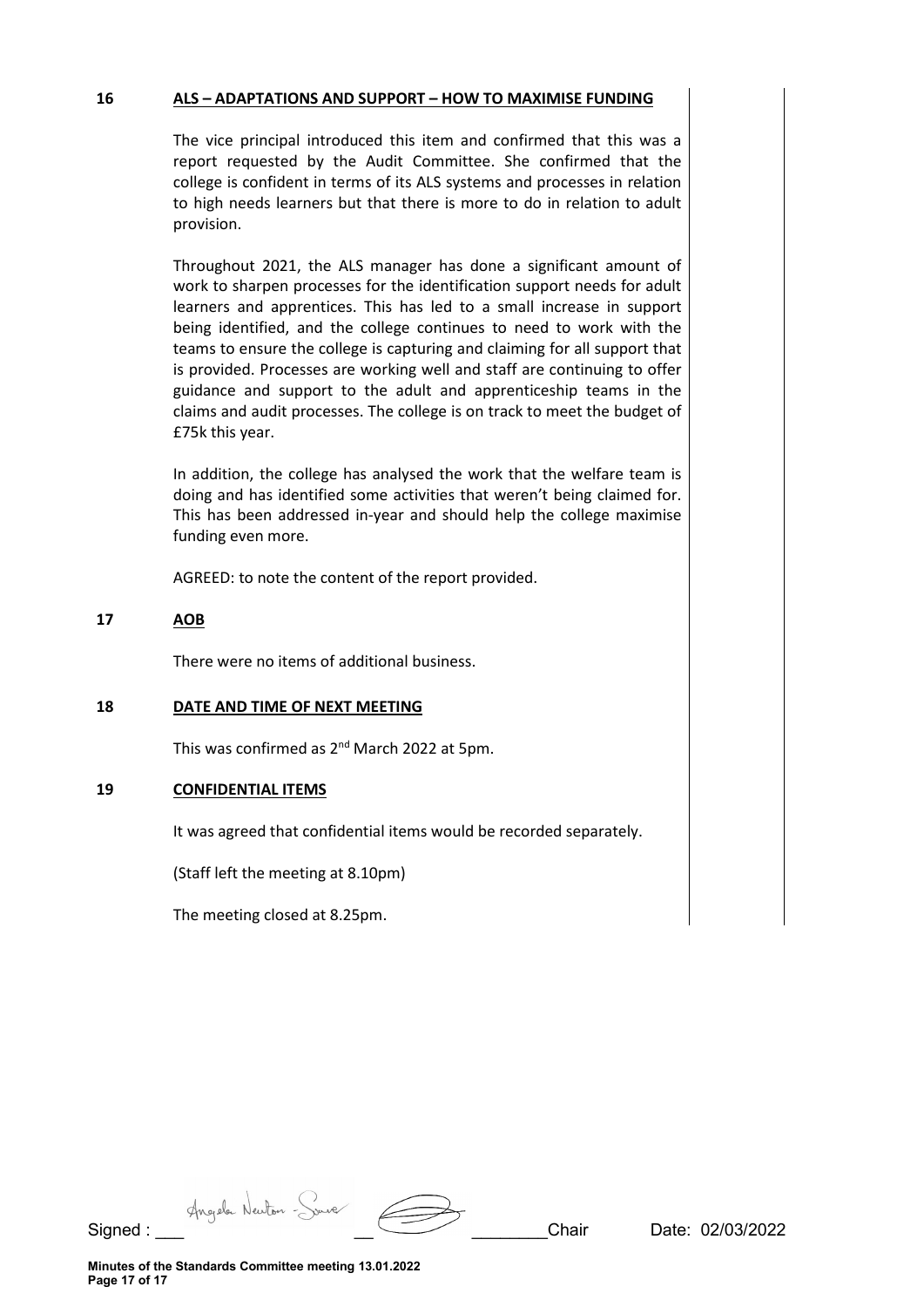**16 ALS – ADAPTATIONS AND SUPPORT – HOW TO MAXIMISE FUNDING**

The vice principal introduced this item and confirmed that this was a report requested by the Audit Committee. She confirmed that the college is confident in terms of its ALS systems and processes in relation to high needs learners but that there is more to do in relation to adult provision.

Throughout 2021, the ALS manager has done a significant amount of work to sharpen processes for the identification support needs for adult learners and apprentices. This has led to a small increase in support being identified, and the college continues to need to work with the teams to ensure the college is capturing and claiming for all support that is provided. Processes are working well and staff are continuing to offer guidance and support to the adult and apprenticeship teams in the claims and audit processes. The college is on track to meet the budget of £75k this year.

In addition, the college has analysed the work that the welfare team is doing and has identified some activities that weren't being claimed for. This has been addressed in-year and should help the college maximise funding even more.

AGREED: to note the content of the report provided.

**17 AOB**

There were no items of additional business.

**18 DATE AND TIME OF NEXT MEETING**

This was confirmed as 2nd March 2022 at 5pm.

**19 CONFIDENTIAL ITEMS**

It was agreed that confidential items would be recorded separately.

(Staff left the meeting at 8.10pm)

The meeting closed at 8.25pm.

Signed : ___ Angela Newton - Snare ___ ________Chair Date: 02/03/2022

**Minutes of the Standards Committee meeting 13.01.2022**